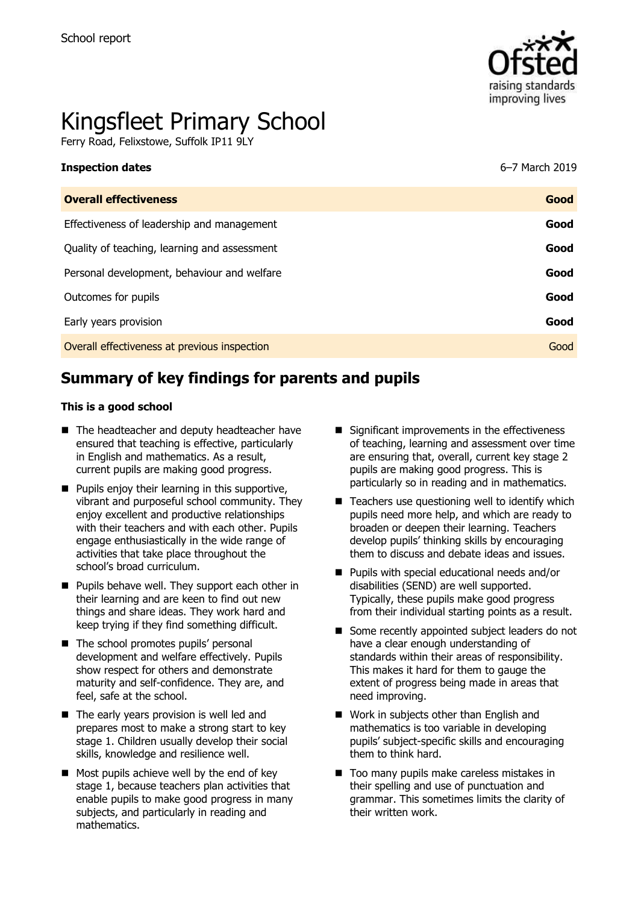School report

# Kingsfleet Primary School

Ferry Road, Felixstowe, Suffolk IP11 9LY

**Inspection dates** 6–7 March 2019

| **Overall effectiveness** | **Good** |
| --- | --- |
| Effectiveness of leadership and management | **Good** |
| Quality of teaching, learning and assessment | **Good** |
| Personal development, behaviour and welfare | **Good** |
| Outcomes for pupils | **Good** |
| Early years provision | **Good** |
| Overall effectiveness at previous inspection | Good |

## Summary of key findings for parents and pupils

**This is a good school**

- The headteacher and deputy headteacher have ensured that teaching is effective, particularly in English and mathematics. As a result, current pupils are making good progress.
- Pupils enjoy their learning in this supportive, vibrant and purposeful school community. They enjoy excellent and productive relationships with their teachers and with each other. Pupils engage enthusiastically in the wide range of activities that take place throughout the school's broad curriculum.
- Pupils behave well. They support each other in their learning and are keen to find out new things and share ideas. They work hard and keep trying if they find something difficult.
- The school promotes pupils' personal development and welfare effectively. Pupils show respect for others and demonstrate maturity and self-confidence. They are, and feel, safe at the school.
- The early years provision is well led and prepares most to make a strong start to key stage 1. Children usually develop their social skills, knowledge and resilience well.
- Most pupils achieve well by the end of key stage 1, because teachers plan activities that enable pupils to make good progress in many subjects, and particularly in reading and mathematics.
- Significant improvements in the effectiveness of teaching, learning and assessment over time are ensuring that, overall, current key stage 2 pupils are making good progress. This is particularly so in reading and in mathematics.
- Teachers use questioning well to identify which pupils need more help, and which are ready to broaden or deepen their learning. Teachers develop pupils' thinking skills by encouraging them to discuss and debate ideas and issues.
- Pupils with special educational needs and/or disabilities (SEND) are well supported. Typically, these pupils make good progress from their individual starting points as a result.
- Some recently appointed subject leaders do not have a clear enough understanding of standards within their areas of responsibility. This makes it hard for them to gauge the extent of progress being made in areas that need improving.
- Work in subjects other than English and mathematics is too variable in developing pupils' subject-specific skills and encouraging them to think hard.
- Too many pupils make careless mistakes in their spelling and use of punctuation and grammar. This sometimes limits the clarity of their written work.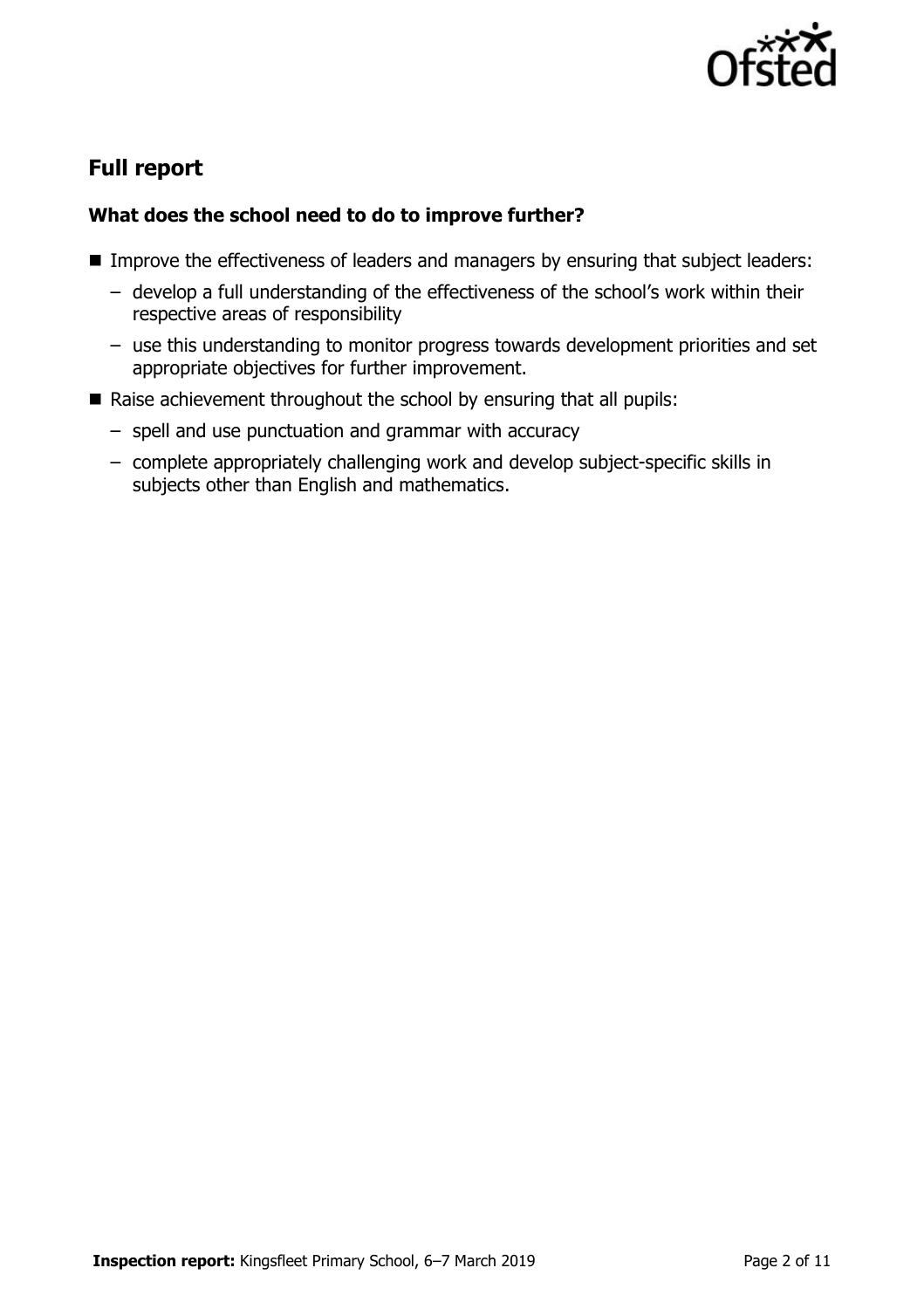## Full report

### What does the school need to do to improve further?

- Improve the effectiveness of leaders and managers by ensuring that subject leaders:
  - develop a full understanding of the effectiveness of the school's work within their respective areas of responsibility
  - use this understanding to monitor progress towards development priorities and set appropriate objectives for further improvement.
- Raise achievement throughout the school by ensuring that all pupils:
  - spell and use punctuation and grammar with accuracy
  - complete appropriately challenging work and develop subject-specific skills in subjects other than English and mathematics.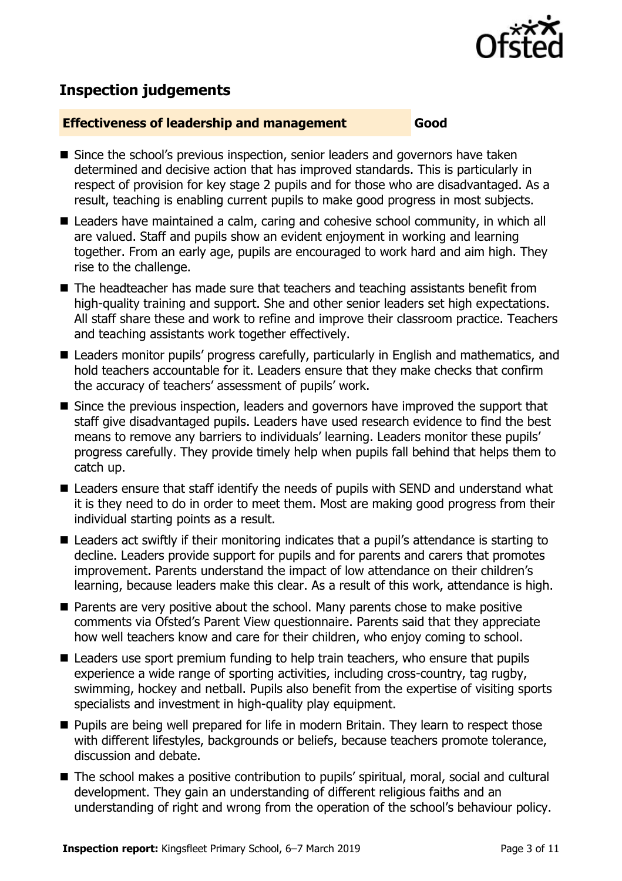## Inspection judgements

**Effectiveness of leadership and management** **Good**

- Since the school's previous inspection, senior leaders and governors have taken determined and decisive action that has improved standards. This is particularly in respect of provision for key stage 2 pupils and for those who are disadvantaged. As a result, teaching is enabling current pupils to make good progress in most subjects.
- Leaders have maintained a calm, caring and cohesive school community, in which all are valued. Staff and pupils show an evident enjoyment in working and learning together. From an early age, pupils are encouraged to work hard and aim high. They rise to the challenge.
- The headteacher has made sure that teachers and teaching assistants benefit from high-quality training and support. She and other senior leaders set high expectations. All staff share these and work to refine and improve their classroom practice. Teachers and teaching assistants work together effectively.
- Leaders monitor pupils' progress carefully, particularly in English and mathematics, and hold teachers accountable for it. Leaders ensure that they make checks that confirm the accuracy of teachers' assessment of pupils' work.
- Since the previous inspection, leaders and governors have improved the support that staff give disadvantaged pupils. Leaders have used research evidence to find the best means to remove any barriers to individuals' learning. Leaders monitor these pupils' progress carefully. They provide timely help when pupils fall behind that helps them to catch up.
- Leaders ensure that staff identify the needs of pupils with SEND and understand what it is they need to do in order to meet them. Most are making good progress from their individual starting points as a result.
- Leaders act swiftly if their monitoring indicates that a pupil's attendance is starting to decline. Leaders provide support for pupils and for parents and carers that promotes improvement. Parents understand the impact of low attendance on their children's learning, because leaders make this clear. As a result of this work, attendance is high.
- Parents are very positive about the school. Many parents chose to make positive comments via Ofsted's Parent View questionnaire. Parents said that they appreciate how well teachers know and care for their children, who enjoy coming to school.
- Leaders use sport premium funding to help train teachers, who ensure that pupils experience a wide range of sporting activities, including cross-country, tag rugby, swimming, hockey and netball. Pupils also benefit from the expertise of visiting sports specialists and investment in high-quality play equipment.
- Pupils are being well prepared for life in modern Britain. They learn to respect those with different lifestyles, backgrounds or beliefs, because teachers promote tolerance, discussion and debate.
- The school makes a positive contribution to pupils' spiritual, moral, social and cultural development. They gain an understanding of different religious faiths and an understanding of right and wrong from the operation of the school's behaviour policy.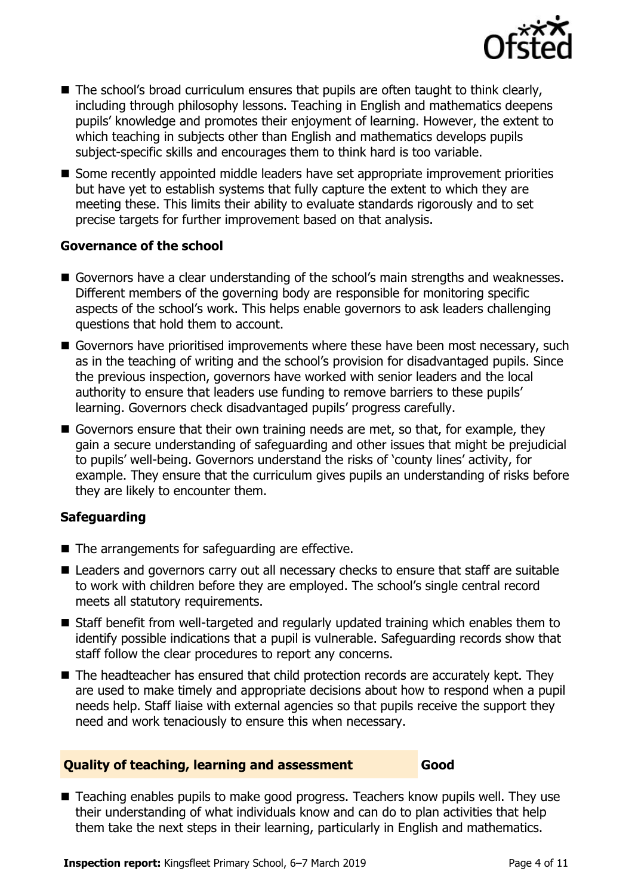- The school's broad curriculum ensures that pupils are often taught to think clearly, including through philosophy lessons. Teaching in English and mathematics deepens pupils' knowledge and promotes their enjoyment of learning. However, the extent to which teaching in subjects other than English and mathematics develops pupils subject-specific skills and encourages them to think hard is too variable.
- Some recently appointed middle leaders have set appropriate improvement priorities but have yet to establish systems that fully capture the extent to which they are meeting these. This limits their ability to evaluate standards rigorously and to set precise targets for further improvement based on that analysis.

### Governance of the school

- Governors have a clear understanding of the school's main strengths and weaknesses. Different members of the governing body are responsible for monitoring specific aspects of the school's work. This helps enable governors to ask leaders challenging questions that hold them to account.
- Governors have prioritised improvements where these have been most necessary, such as in the teaching of writing and the school's provision for disadvantaged pupils. Since the previous inspection, governors have worked with senior leaders and the local authority to ensure that leaders use funding to remove barriers to these pupils' learning. Governors check disadvantaged pupils' progress carefully.
- Governors ensure that their own training needs are met, so that, for example, they gain a secure understanding of safeguarding and other issues that might be prejudicial to pupils' well-being. Governors understand the risks of 'county lines' activity, for example. They ensure that the curriculum gives pupils an understanding of risks before they are likely to encounter them.

### Safeguarding

- The arrangements for safeguarding are effective.
- Leaders and governors carry out all necessary checks to ensure that staff are suitable to work with children before they are employed. The school's single central record meets all statutory requirements.
- Staff benefit from well-targeted and regularly updated training which enables them to identify possible indications that a pupil is vulnerable. Safeguarding records show that staff follow the clear procedures to report any concerns.
- The headteacher has ensured that child protection records are accurately kept. They are used to make timely and appropriate decisions about how to respond when a pupil needs help. Staff liaise with external agencies so that pupils receive the support they need and work tenaciously to ensure this when necessary.

## Quality of teaching, learning and assessment — Good

- Teaching enables pupils to make good progress. Teachers know pupils well. They use their understanding of what individuals know and can do to plan activities that help them take the next steps in their learning, particularly in English and mathematics.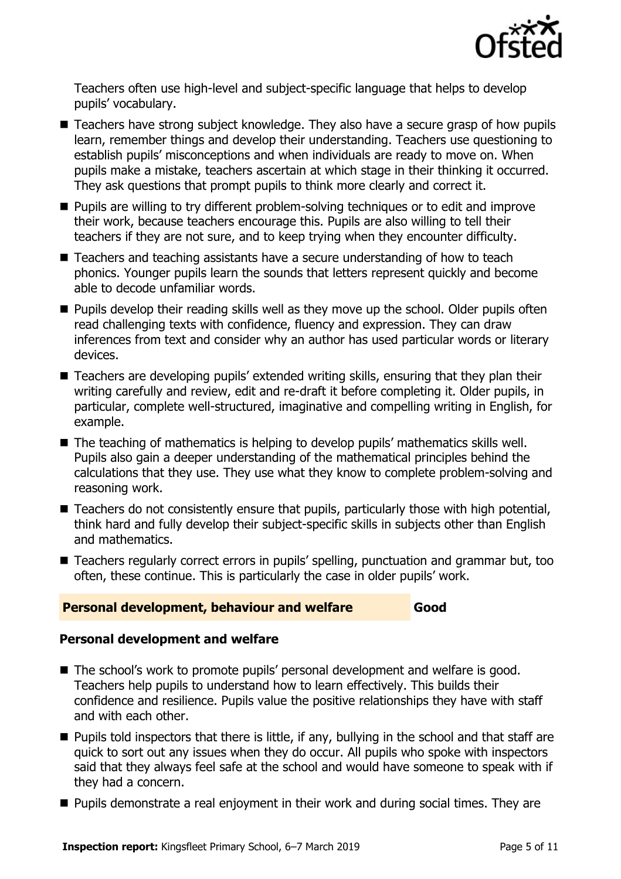Teachers often use high-level and subject-specific language that helps to develop pupils' vocabulary.

- Teachers have strong subject knowledge. They also have a secure grasp of how pupils learn, remember things and develop their understanding. Teachers use questioning to establish pupils' misconceptions and when individuals are ready to move on. When pupils make a mistake, teachers ascertain at which stage in their thinking it occurred. They ask questions that prompt pupils to think more clearly and correct it.
- Pupils are willing to try different problem-solving techniques or to edit and improve their work, because teachers encourage this. Pupils are also willing to tell their teachers if they are not sure, and to keep trying when they encounter difficulty.
- Teachers and teaching assistants have a secure understanding of how to teach phonics. Younger pupils learn the sounds that letters represent quickly and become able to decode unfamiliar words.
- Pupils develop their reading skills well as they move up the school. Older pupils often read challenging texts with confidence, fluency and expression. They can draw inferences from text and consider why an author has used particular words or literary devices.
- Teachers are developing pupils' extended writing skills, ensuring that they plan their writing carefully and review, edit and re-draft it before completing it. Older pupils, in particular, complete well-structured, imaginative and compelling writing in English, for example.
- The teaching of mathematics is helping to develop pupils' mathematics skills well. Pupils also gain a deeper understanding of the mathematical principles behind the calculations that they use. They use what they know to complete problem-solving and reasoning work.
- Teachers do not consistently ensure that pupils, particularly those with high potential, think hard and fully develop their subject-specific skills in subjects other than English and mathematics.
- Teachers regularly correct errors in pupils' spelling, punctuation and grammar but, too often, these continue. This is particularly the case in older pupils' work.

## Personal development, behaviour and welfare — Good

### Personal development and welfare

- The school's work to promote pupils' personal development and welfare is good. Teachers help pupils to understand how to learn effectively. This builds their confidence and resilience. Pupils value the positive relationships they have with staff and with each other.
- Pupils told inspectors that there is little, if any, bullying in the school and that staff are quick to sort out any issues when they do occur. All pupils who spoke with inspectors said that they always feel safe at the school and would have someone to speak with if they had a concern.
- Pupils demonstrate a real enjoyment in their work and during social times. They are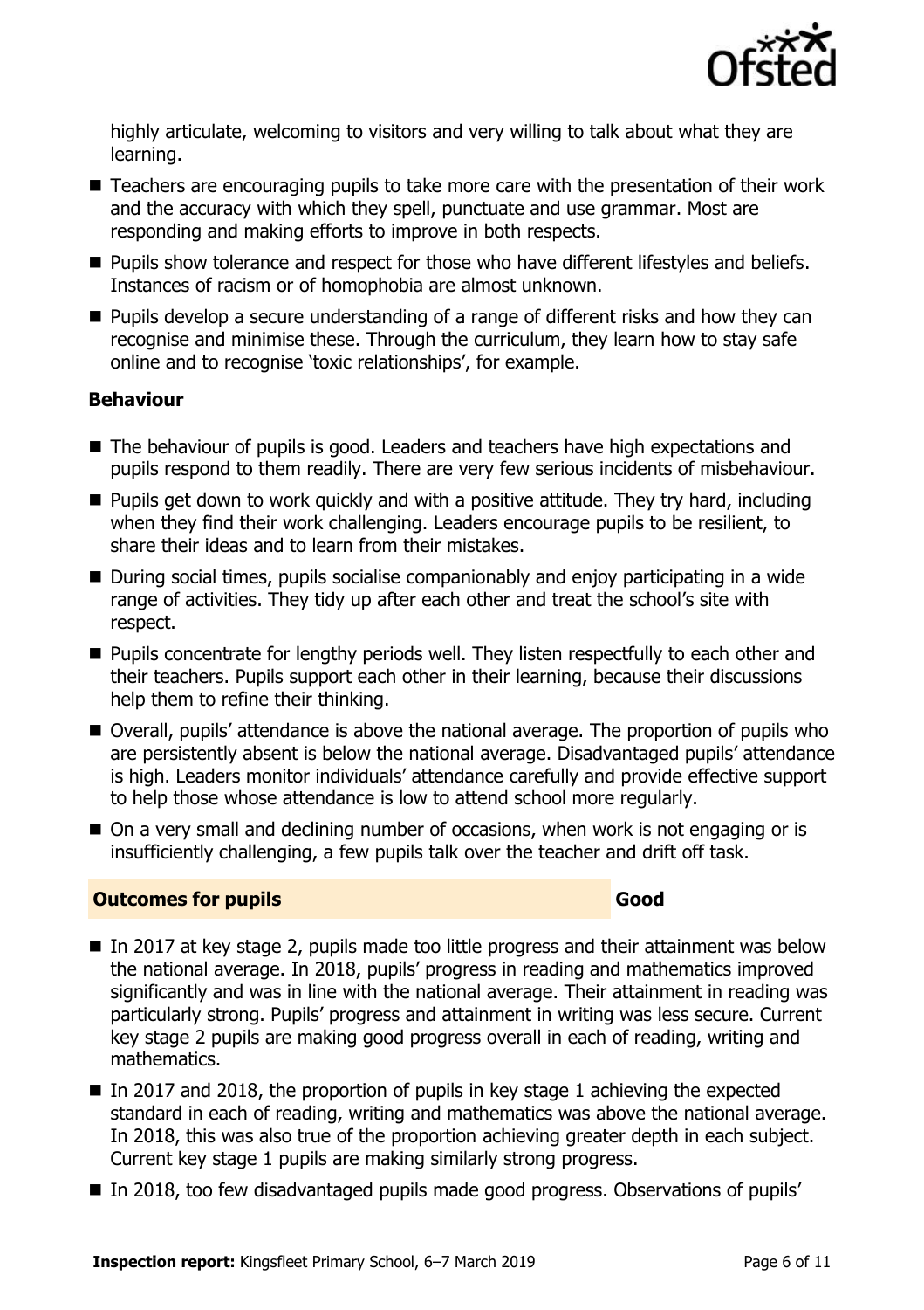highly articulate, welcoming to visitors and very willing to talk about what they are learning.

- Teachers are encouraging pupils to take more care with the presentation of their work and the accuracy with which they spell, punctuate and use grammar. Most are responding and making efforts to improve in both respects.
- Pupils show tolerance and respect for those who have different lifestyles and beliefs. Instances of racism or of homophobia are almost unknown.
- Pupils develop a secure understanding of a range of different risks and how they can recognise and minimise these. Through the curriculum, they learn how to stay safe online and to recognise 'toxic relationships', for example.

**Behaviour**

- The behaviour of pupils is good. Leaders and teachers have high expectations and pupils respond to them readily. There are very few serious incidents of misbehaviour.
- Pupils get down to work quickly and with a positive attitude. They try hard, including when they find their work challenging. Leaders encourage pupils to be resilient, to share their ideas and to learn from their mistakes.
- During social times, pupils socialise companionably and enjoy participating in a wide range of activities. They tidy up after each other and treat the school's site with respect.
- Pupils concentrate for lengthy periods well. They listen respectfully to each other and their teachers. Pupils support each other in their learning, because their discussions help them to refine their thinking.
- Overall, pupils' attendance is above the national average. The proportion of pupils who are persistently absent is below the national average. Disadvantaged pupils' attendance is high. Leaders monitor individuals' attendance carefully and provide effective support to help those whose attendance is low to attend school more regularly.
- On a very small and declining number of occasions, when work is not engaging or is insufficiently challenging, a few pupils talk over the teacher and drift off task.

## Outcomes for pupils — Good

- In 2017 at key stage 2, pupils made too little progress and their attainment was below the national average. In 2018, pupils' progress in reading and mathematics improved significantly and was in line with the national average. Their attainment in reading was particularly strong. Pupils' progress and attainment in writing was less secure. Current key stage 2 pupils are making good progress overall in each of reading, writing and mathematics.
- In 2017 and 2018, the proportion of pupils in key stage 1 achieving the expected standard in each of reading, writing and mathematics was above the national average. In 2018, this was also true of the proportion achieving greater depth in each subject. Current key stage 1 pupils are making similarly strong progress.
- In 2018, too few disadvantaged pupils made good progress. Observations of pupils'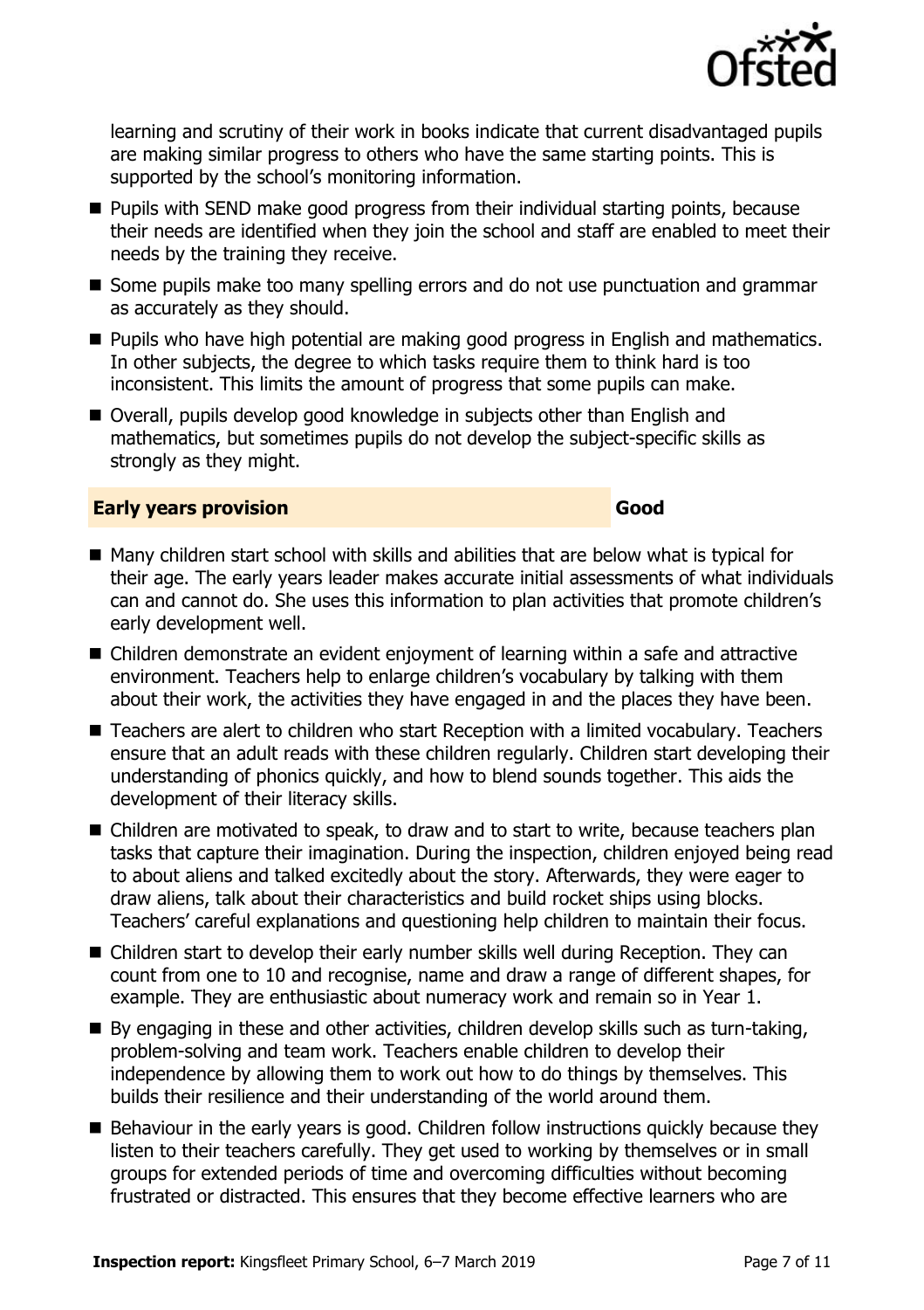learning and scrutiny of their work in books indicate that current disadvantaged pupils are making similar progress to others who have the same starting points. This is supported by the school's monitoring information.

- Pupils with SEND make good progress from their individual starting points, because their needs are identified when they join the school and staff are enabled to meet their needs by the training they receive.
- Some pupils make too many spelling errors and do not use punctuation and grammar as accurately as they should.
- Pupils who have high potential are making good progress in English and mathematics. In other subjects, the degree to which tasks require them to think hard is too inconsistent. This limits the amount of progress that some pupils can make.
- Overall, pupils develop good knowledge in subjects other than English and mathematics, but sometimes pupils do not develop the subject-specific skills as strongly as they might.

## Early years provision — Good

- Many children start school with skills and abilities that are below what is typical for their age. The early years leader makes accurate initial assessments of what individuals can and cannot do. She uses this information to plan activities that promote children's early development well.
- Children demonstrate an evident enjoyment of learning within a safe and attractive environment. Teachers help to enlarge children's vocabulary by talking with them about their work, the activities they have engaged in and the places they have been.
- Teachers are alert to children who start Reception with a limited vocabulary. Teachers ensure that an adult reads with these children regularly. Children start developing their understanding of phonics quickly, and how to blend sounds together. This aids the development of their literacy skills.
- Children are motivated to speak, to draw and to start to write, because teachers plan tasks that capture their imagination. During the inspection, children enjoyed being read to about aliens and talked excitedly about the story. Afterwards, they were eager to draw aliens, talk about their characteristics and build rocket ships using blocks. Teachers' careful explanations and questioning help children to maintain their focus.
- Children start to develop their early number skills well during Reception. They can count from one to 10 and recognise, name and draw a range of different shapes, for example. They are enthusiastic about numeracy work and remain so in Year 1.
- By engaging in these and other activities, children develop skills such as turn-taking, problem-solving and team work. Teachers enable children to develop their independence by allowing them to work out how to do things by themselves. This builds their resilience and their understanding of the world around them.
- Behaviour in the early years is good. Children follow instructions quickly because they listen to their teachers carefully. They get used to working by themselves or in small groups for extended periods of time and overcoming difficulties without becoming frustrated or distracted. This ensures that they become effective learners who are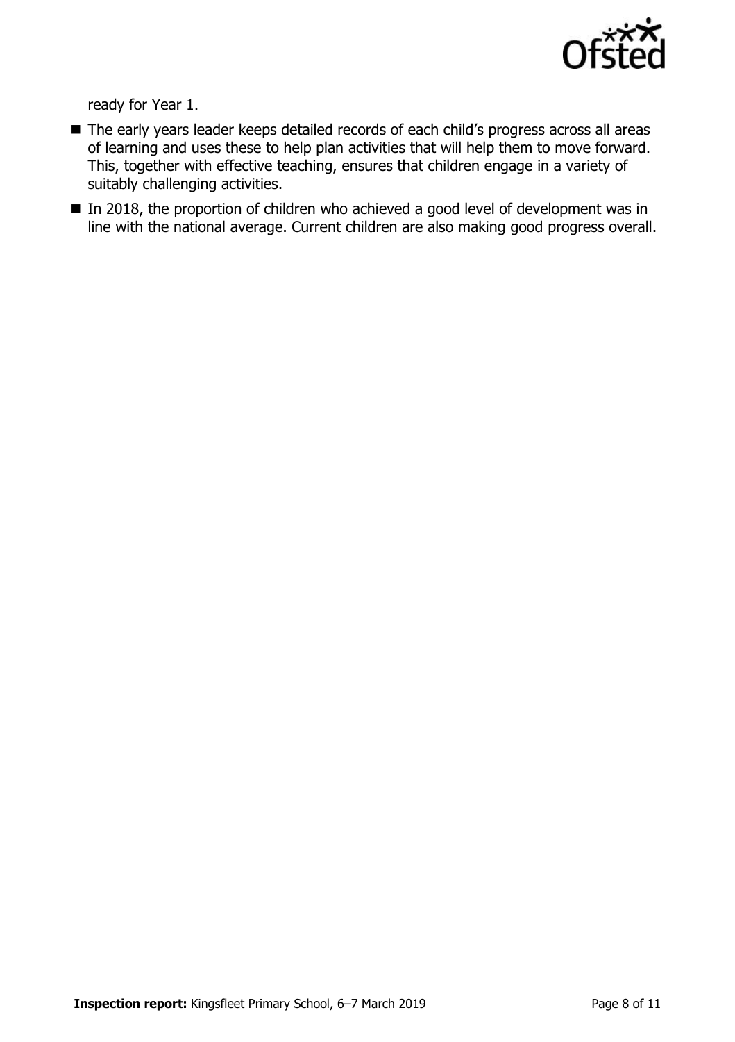ready for Year 1.

- The early years leader keeps detailed records of each child's progress across all areas of learning and uses these to help plan activities that will help them to move forward. This, together with effective teaching, ensures that children engage in a variety of suitably challenging activities.
- In 2018, the proportion of children who achieved a good level of development was in line with the national average. Current children are also making good progress overall.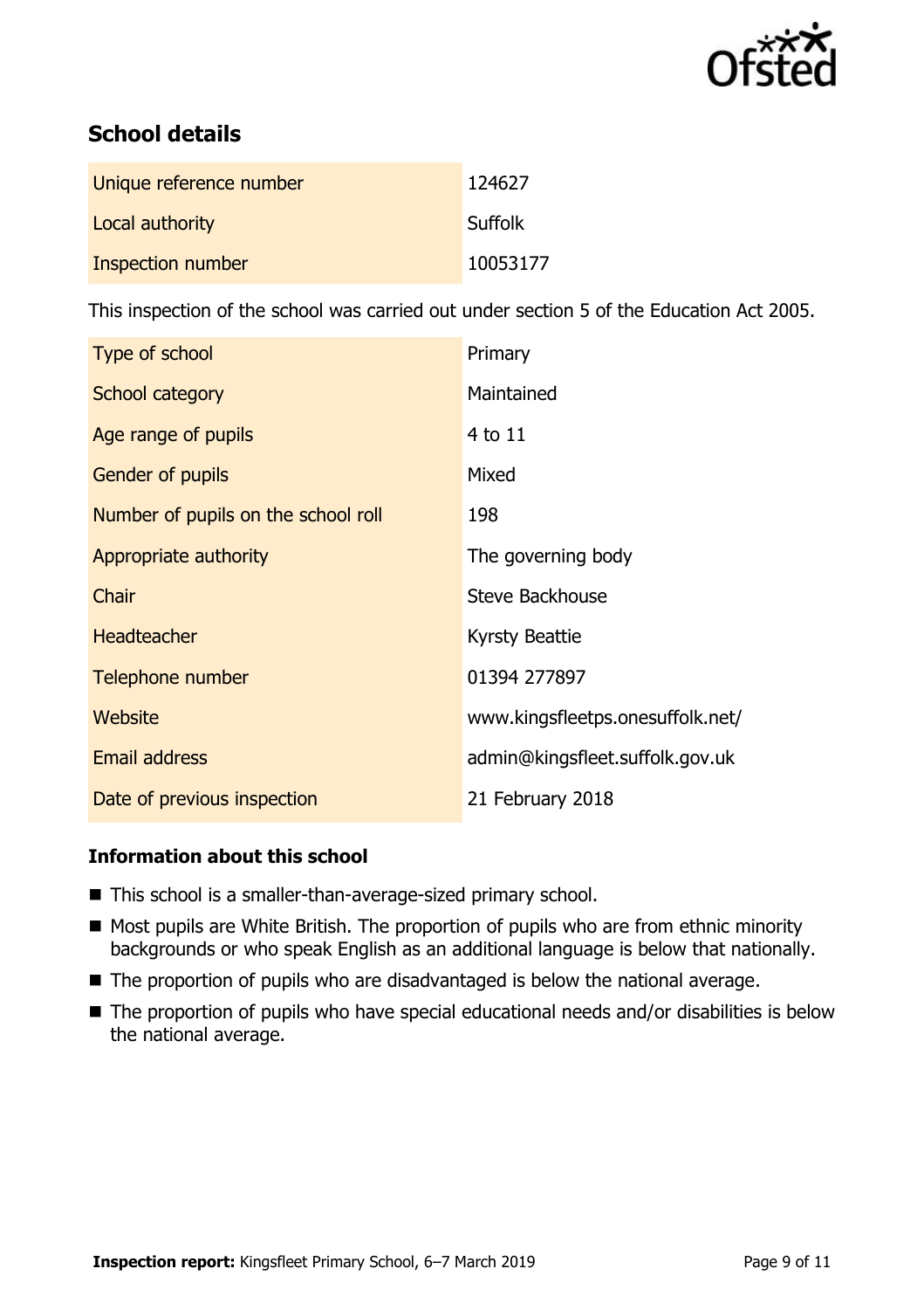## School details

| | |
|---|---|
| Unique reference number | 124627 |
| Local authority | Suffolk |
| Inspection number | 10053177 |

This inspection of the school was carried out under section 5 of the Education Act 2005.

| | |
|---|---|
| Type of school | Primary |
| School category | Maintained |
| Age range of pupils | 4 to 11 |
| Gender of pupils | Mixed |
| Number of pupils on the school roll | 198 |
| Appropriate authority | The governing body |
| Chair | Steve Backhouse |
| Headteacher | Kyrsty Beattie |
| Telephone number | 01394 277897 |
| Website | www.kingsfleetps.onesuffolk.net/ |
| Email address | admin@kingsfleet.suffolk.gov.uk |
| Date of previous inspection | 21 February 2018 |

### Information about this school

- This school is a smaller-than-average-sized primary school.
- Most pupils are White British. The proportion of pupils who are from ethnic minority backgrounds or who speak English as an additional language is below that nationally.
- The proportion of pupils who are disadvantaged is below the national average.
- The proportion of pupils who have special educational needs and/or disabilities is below the national average.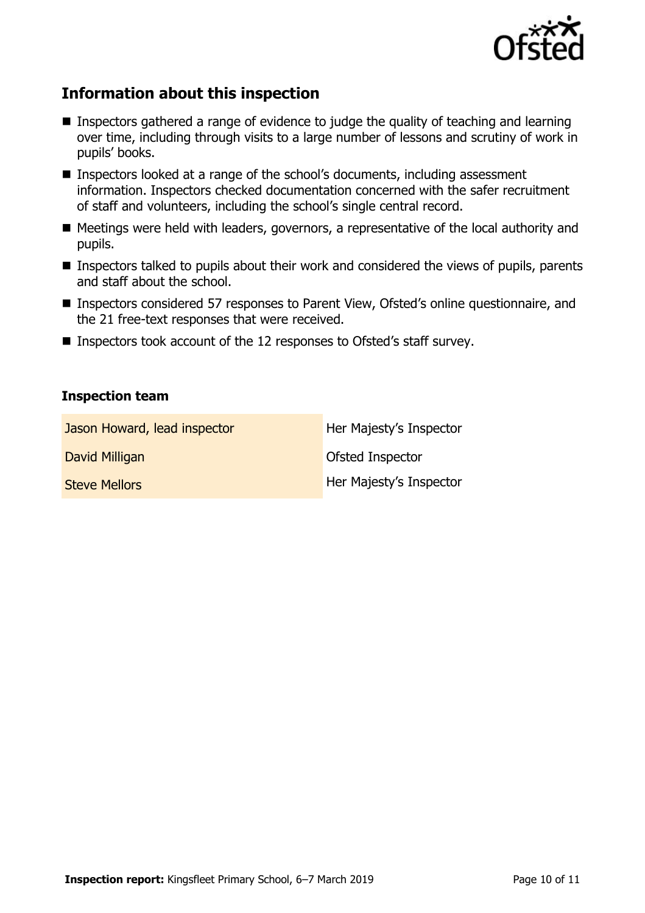## Information about this inspection

- Inspectors gathered a range of evidence to judge the quality of teaching and learning over time, including through visits to a large number of lessons and scrutiny of work in pupils' books.
- Inspectors looked at a range of the school's documents, including assessment information. Inspectors checked documentation concerned with the safer recruitment of staff and volunteers, including the school's single central record.
- Meetings were held with leaders, governors, a representative of the local authority and pupils.
- Inspectors talked to pupils about their work and considered the views of pupils, parents and staff about the school.
- Inspectors considered 57 responses to Parent View, Ofsted's online questionnaire, and the 21 free-text responses that were received.
- Inspectors took account of the 12 responses to Ofsted's staff survey.

### Inspection team

| | |
|---|---|
| Jason Howard, lead inspector | Her Majesty's Inspector |
| David Milligan | Ofsted Inspector |
| Steve Mellors | Her Majesty's Inspector |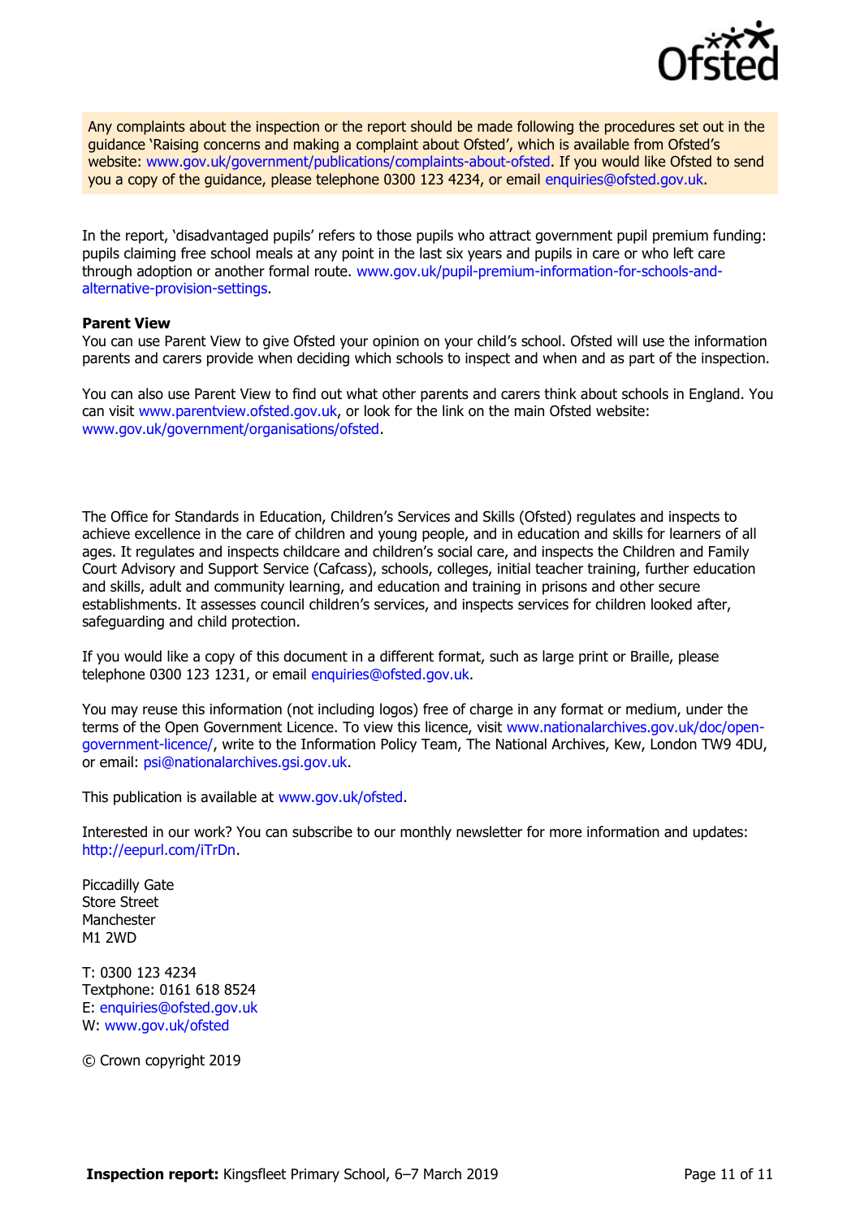Any complaints about the inspection or the report should be made following the procedures set out in the guidance 'Raising concerns and making a complaint about Ofsted', which is available from Ofsted's website: www.gov.uk/government/publications/complaints-about-ofsted. If you would like Ofsted to send you a copy of the guidance, please telephone 0300 123 4234, or email enquiries@ofsted.gov.uk.

In the report, 'disadvantaged pupils' refers to those pupils who attract government pupil premium funding: pupils claiming free school meals at any point in the last six years and pupils in care or who left care through adoption or another formal route. www.gov.uk/pupil-premium-information-for-schools-and-alternative-provision-settings.

**Parent View**

You can use Parent View to give Ofsted your opinion on your child's school. Ofsted will use the information parents and carers provide when deciding which schools to inspect and when and as part of the inspection.

You can also use Parent View to find out what other parents and carers think about schools in England. You can visit www.parentview.ofsted.gov.uk, or look for the link on the main Ofsted website: www.gov.uk/government/organisations/ofsted.

The Office for Standards in Education, Children's Services and Skills (Ofsted) regulates and inspects to achieve excellence in the care of children and young people, and in education and skills for learners of all ages. It regulates and inspects childcare and children's social care, and inspects the Children and Family Court Advisory and Support Service (Cafcass), schools, colleges, initial teacher training, further education and skills, adult and community learning, and education and training in prisons and other secure establishments. It assesses council children's services, and inspects services for children looked after, safeguarding and child protection.

If you would like a copy of this document in a different format, such as large print or Braille, please telephone 0300 123 1231, or email enquiries@ofsted.gov.uk.

You may reuse this information (not including logos) free of charge in any format or medium, under the terms of the Open Government Licence. To view this licence, visit www.nationalarchives.gov.uk/doc/open-government-licence/, write to the Information Policy Team, The National Archives, Kew, London TW9 4DU, or email: psi@nationalarchives.gsi.gov.uk.

This publication is available at www.gov.uk/ofsted.

Interested in our work? You can subscribe to our monthly newsletter for more information and updates: http://eepurl.com/iTrDn.

Piccadilly Gate
Store Street
Manchester
M1 2WD

T: 0300 123 4234
Textphone: 0161 618 8524
E: enquiries@ofsted.gov.uk
W: www.gov.uk/ofsted

© Crown copyright 2019